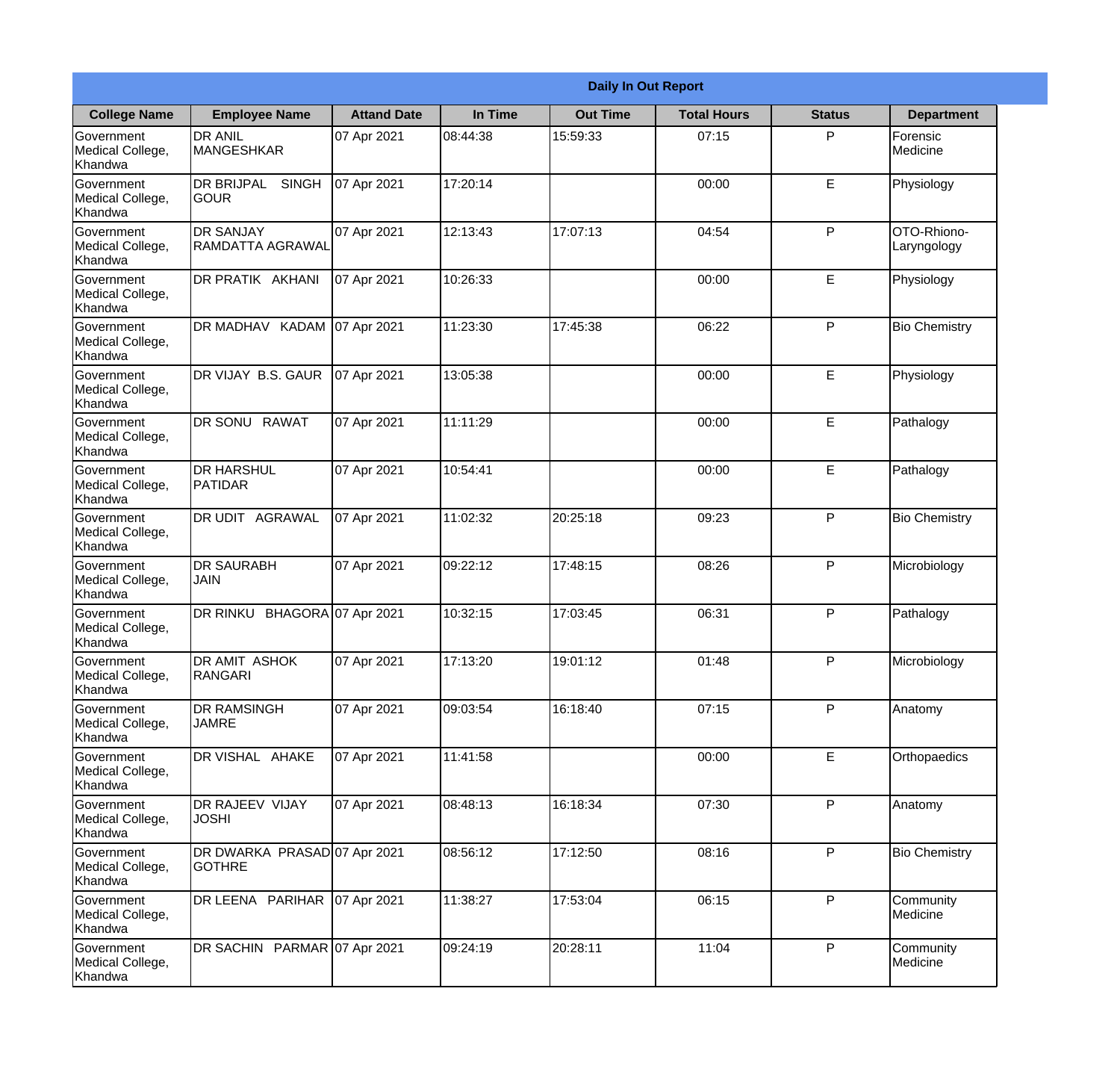| Daily In Out Report | | | | | | | |
|---|---|---|---|---|---|---|---|
| **College Name** | **Employee Name** | **Attand Date** | **In Time** | **Out Time** | **Total Hours** | **Status** | **Department** |
| Government Medical College, Khandwa | DR ANIL MANGESHKAR | 07 Apr 2021 | 08:44:38 | 15:59:33 | 07:15 | P | Forensic Medicine |
| Government Medical College, Khandwa | DR BRIJPAL SINGH GOUR | 07 Apr 2021 | 17:20:14 | | 00:00 | E | Physiology |
| Government Medical College, Khandwa | DR SANJAY RAMDATTA AGRAWAL | 07 Apr 2021 | 12:13:43 | 17:07:13 | 04:54 | P | OTO-Rhiono-Laryngology |
| Government Medical College, Khandwa | DR PRATIK AKHANI | 07 Apr 2021 | 10:26:33 | | 00:00 | E | Physiology |
| Government Medical College, Khandwa | DR MADHAV KADAM | 07 Apr 2021 | 11:23:30 | 17:45:38 | 06:22 | P | Bio Chemistry |
| Government Medical College, Khandwa | DR VIJAY B.S. GAUR | 07 Apr 2021 | 13:05:38 | | 00:00 | E | Physiology |
| Government Medical College, Khandwa | DR SONU RAWAT | 07 Apr 2021 | 11:11:29 | | 00:00 | E | Pathalogy |
| Government Medical College, Khandwa | DR HARSHUL PATIDAR | 07 Apr 2021 | 10:54:41 | | 00:00 | E | Pathalogy |
| Government Medical College, Khandwa | DR UDIT AGRAWAL | 07 Apr 2021 | 11:02:32 | 20:25:18 | 09:23 | P | Bio Chemistry |
| Government Medical College, Khandwa | DR SAURABH JAIN | 07 Apr 2021 | 09:22:12 | 17:48:15 | 08:26 | P | Microbiology |
| Government Medical College, Khandwa | DR RINKU BHAGORA | 07 Apr 2021 | 10:32:15 | 17:03:45 | 06:31 | P | Pathalogy |
| Government Medical College, Khandwa | DR AMIT ASHOK RANGARI | 07 Apr 2021 | 17:13:20 | 19:01:12 | 01:48 | P | Microbiology |
| Government Medical College, Khandwa | DR RAMSINGH JAMRE | 07 Apr 2021 | 09:03:54 | 16:18:40 | 07:15 | P | Anatomy |
| Government Medical College, Khandwa | DR VISHAL AHAKE | 07 Apr 2021 | 11:41:58 | | 00:00 | E | Orthopaedics |
| Government Medical College, Khandwa | DR RAJEEV VIJAY JOSHI | 07 Apr 2021 | 08:48:13 | 16:18:34 | 07:30 | P | Anatomy |
| Government Medical College, Khandwa | DR DWARKA PRASAD GOTHRE | 07 Apr 2021 | 08:56:12 | 17:12:50 | 08:16 | P | Bio Chemistry |
| Government Medical College, Khandwa | DR LEENA PARIHAR | 07 Apr 2021 | 11:38:27 | 17:53:04 | 06:15 | P | Community Medicine |
| Government Medical College, Khandwa | DR SACHIN PARMAR | 07 Apr 2021 | 09:24:19 | 20:28:11 | 11:04 | P | Community Medicine |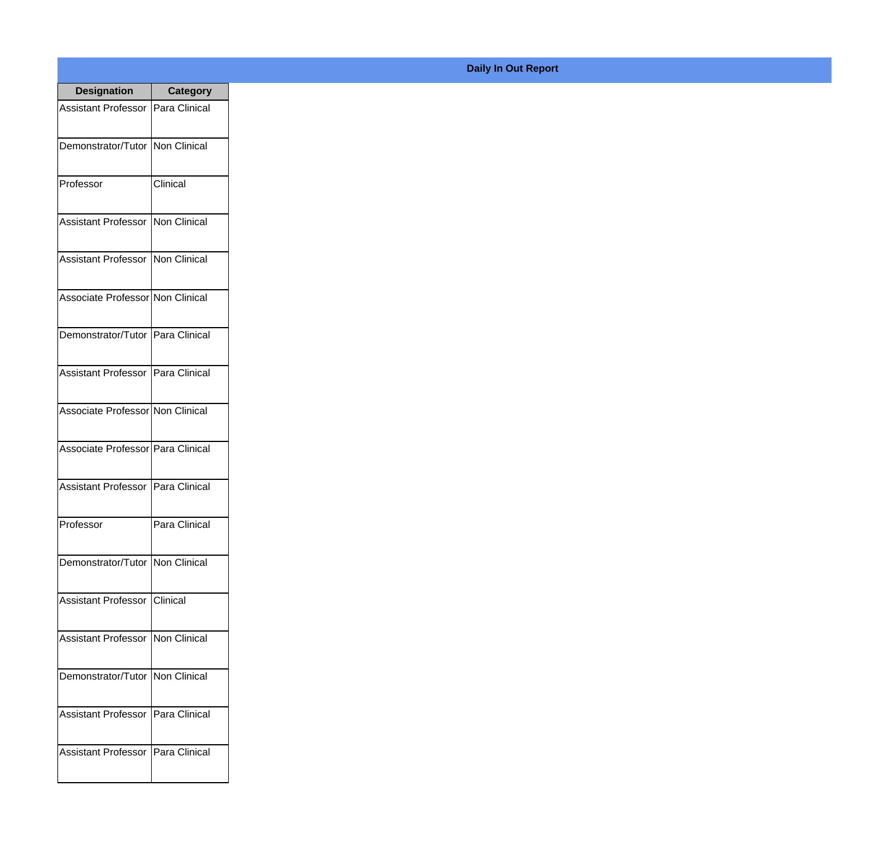**Daily In Out Report**

| Designation | Category |
|---|---|
| Assistant Professor | Para Clinical |
| Demonstrator/Tutor | Non Clinical |
| Professor | Clinical |
| Assistant Professor | Non Clinical |
| Assistant Professor | Non Clinical |
| Associate Professor | Non Clinical |
| Demonstrator/Tutor | Para Clinical |
| Assistant Professor | Para Clinical |
| Associate Professor | Non Clinical |
| Associate Professor | Para Clinical |
| Assistant Professor | Para Clinical |
| Professor | Para Clinical |
| Demonstrator/Tutor | Non Clinical |
| Assistant Professor | Clinical |
| Assistant Professor | Non Clinical |
| Demonstrator/Tutor | Non Clinical |
| Assistant Professor | Para Clinical |
| Assistant Professor | Para Clinical |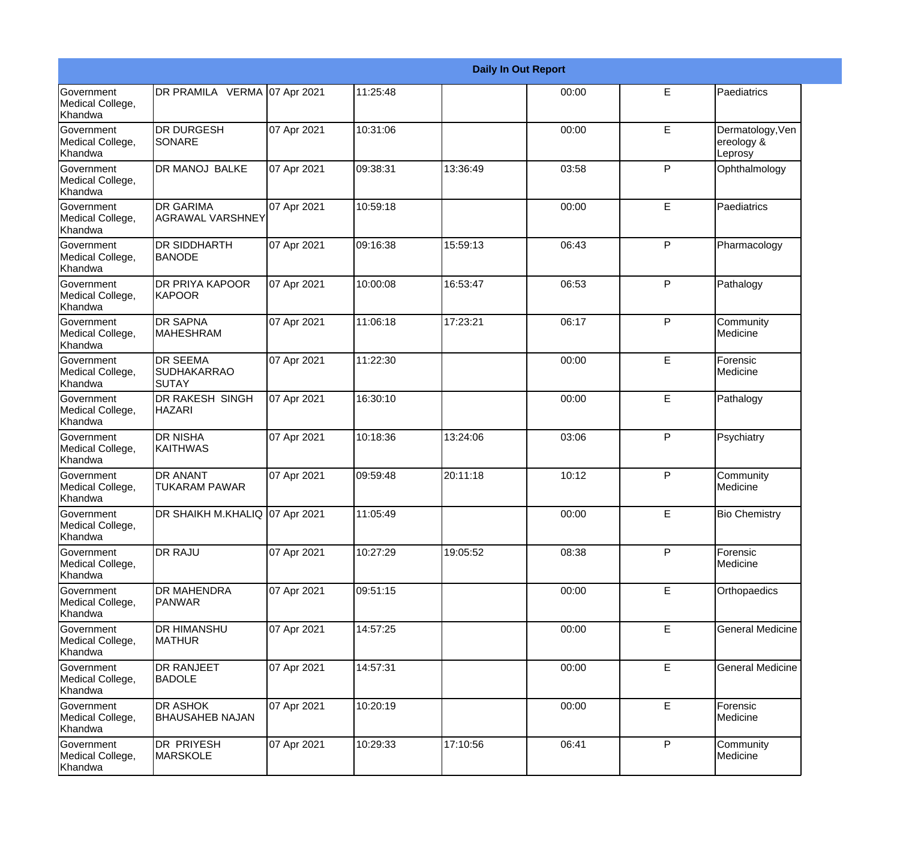| Daily In Out Report | | | | | | | |
|---|---|---|---|---|---|---|---|
| Government Medical College, Khandwa | DR PRAMILA VERMA | 07 Apr 2021 | 11:25:48 | | 00:00 | E | Paediatrics |
| Government Medical College, Khandwa | DR DURGESH SONARE | 07 Apr 2021 | 10:31:06 | | 00:00 | E | Dermatology,Venereology & Leprosy |
| Government Medical College, Khandwa | DR MANOJ BALKE | 07 Apr 2021 | 09:38:31 | 13:36:49 | 03:58 | P | Ophthalmology |
| Government Medical College, Khandwa | DR GARIMA AGRAWAL VARSHNEY | 07 Apr 2021 | 10:59:18 | | 00:00 | E | Paediatrics |
| Government Medical College, Khandwa | DR SIDDHARTH BANODE | 07 Apr 2021 | 09:16:38 | 15:59:13 | 06:43 | P | Pharmacology |
| Government Medical College, Khandwa | DR PRIYA KAPOOR KAPOOR | 07 Apr 2021 | 10:00:08 | 16:53:47 | 06:53 | P | Pathalogy |
| Government Medical College, Khandwa | DR SAPNA MAHESHRAM | 07 Apr 2021 | 11:06:18 | 17:23:21 | 06:17 | P | Community Medicine |
| Government Medical College, Khandwa | DR SEEMA SUDHAKARRAO SUTAY | 07 Apr 2021 | 11:22:30 | | 00:00 | E | Forensic Medicine |
| Government Medical College, Khandwa | DR RAKESH SINGH HAZARI | 07 Apr 2021 | 16:30:10 | | 00:00 | E | Pathalogy |
| Government Medical College, Khandwa | DR NISHA KAITHWAS | 07 Apr 2021 | 10:18:36 | 13:24:06 | 03:06 | P | Psychiatry |
| Government Medical College, Khandwa | DR ANANT TUKARAM PAWAR | 07 Apr 2021 | 09:59:48 | 20:11:18 | 10:12 | P | Community Medicine |
| Government Medical College, Khandwa | DR SHAIKH M.KHALIQ | 07 Apr 2021 | 11:05:49 | | 00:00 | E | Bio Chemistry |
| Government Medical College, Khandwa | DR RAJU | 07 Apr 2021 | 10:27:29 | 19:05:52 | 08:38 | P | Forensic Medicine |
| Government Medical College, Khandwa | DR MAHENDRA PANWAR | 07 Apr 2021 | 09:51:15 | | 00:00 | E | Orthopaedics |
| Government Medical College, Khandwa | DR HIMANSHU MATHUR | 07 Apr 2021 | 14:57:25 | | 00:00 | E | General Medicine |
| Government Medical College, Khandwa | DR RANJEET BADOLE | 07 Apr 2021 | 14:57:31 | | 00:00 | E | General Medicine |
| Government Medical College, Khandwa | DR ASHOK BHAUSAHEB NAJAN | 07 Apr 2021 | 10:20:19 | | 00:00 | E | Forensic Medicine |
| Government Medical College, Khandwa | DR PRIYESH MARSKOLE | 07 Apr 2021 | 10:29:33 | 17:10:56 | 06:41 | P | Community Medicine |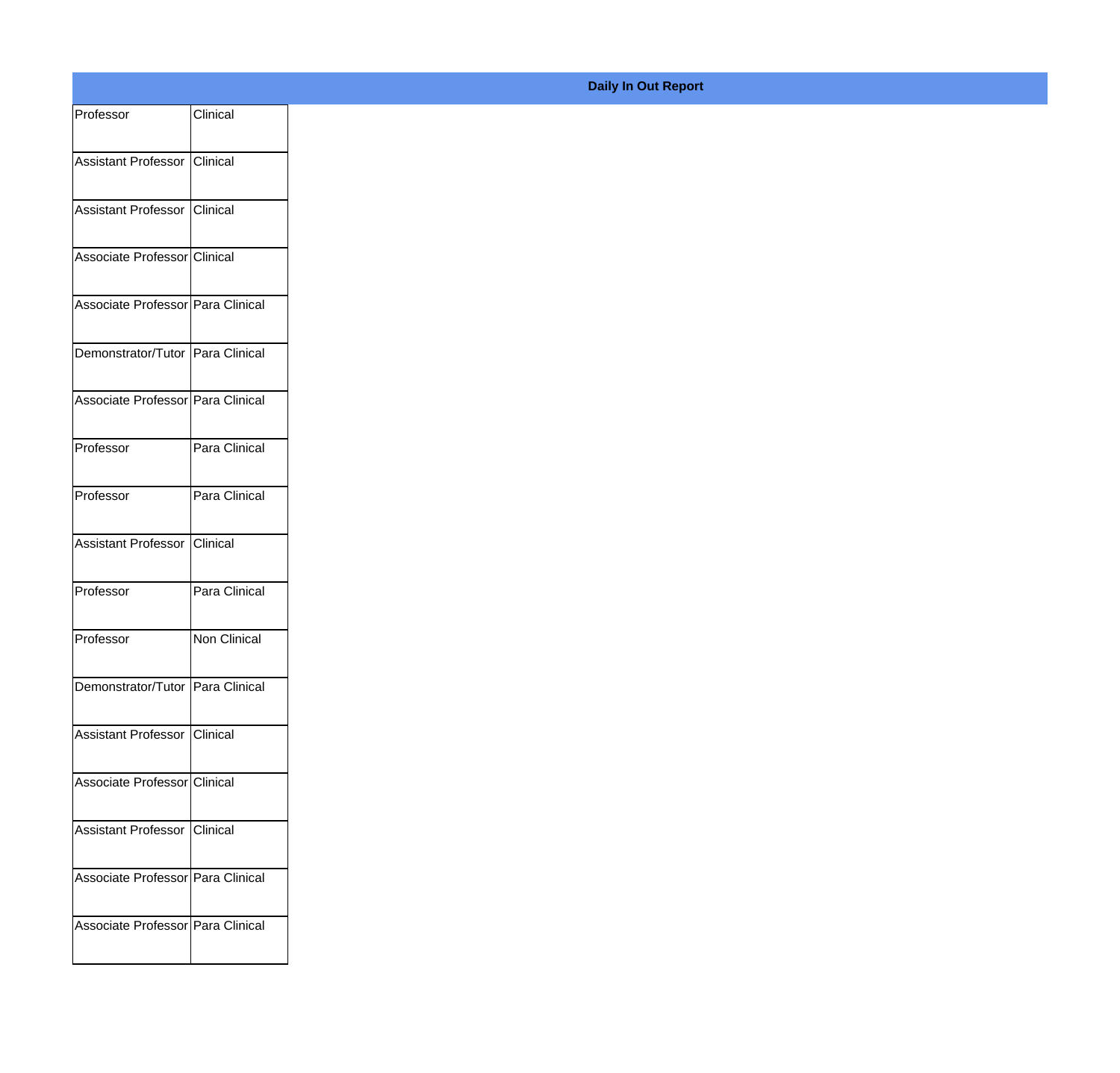**Daily In Out Report**

| | |
|---|---|
| Professor | Clinical |
| Assistant Professor | Clinical |
| Assistant Professor | Clinical |
| Associate Professor | Clinical |
| Associate Professor | Para Clinical |
| Demonstrator/Tutor | Para Clinical |
| Associate Professor | Para Clinical |
| Professor | Para Clinical |
| Professor | Para Clinical |
| Assistant Professor | Clinical |
| Professor | Para Clinical |
| Professor | Non Clinical |
| Demonstrator/Tutor | Para Clinical |
| Assistant Professor | Clinical |
| Associate Professor | Clinical |
| Assistant Professor | Clinical |
| Associate Professor | Para Clinical |
| Associate Professor | Para Clinical |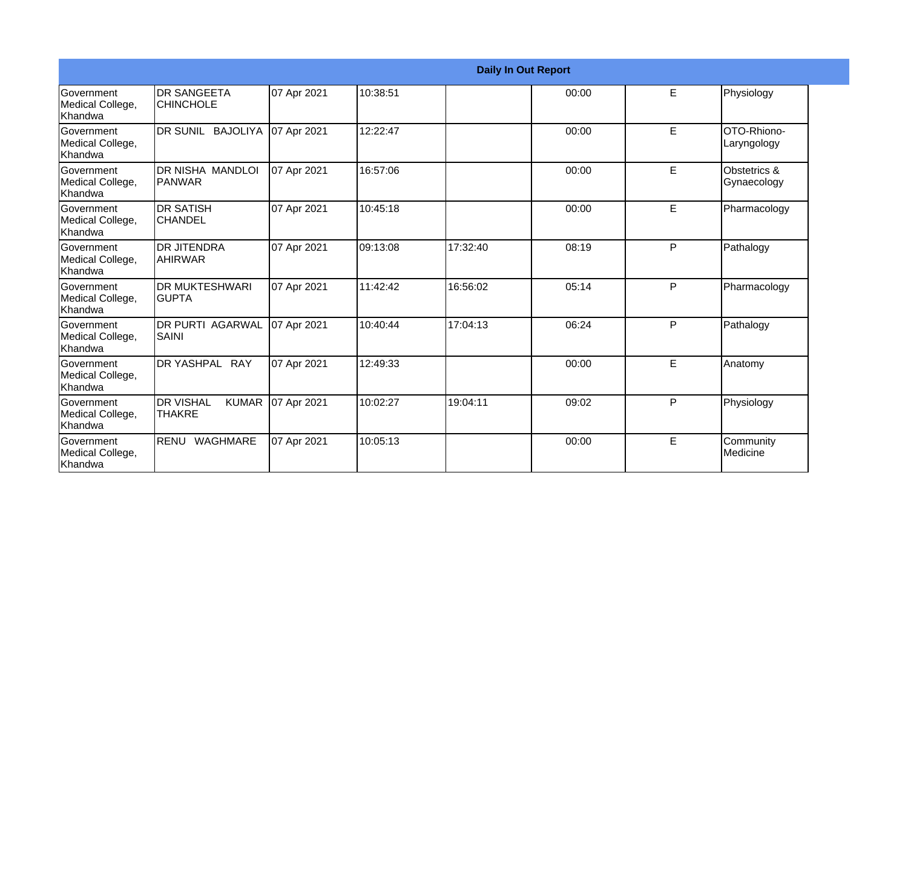| Daily In Out Report | | | | | | | |
|---|---|---|---|---|---|---|---|
| Government Medical College, Khandwa | DR SANGEETA CHINCHOLE | 07 Apr 2021 | 10:38:51 | | 00:00 | E | Physiology |
| Government Medical College, Khandwa | DR SUNIL BAJOLIYA | 07 Apr 2021 | 12:22:47 | | 00:00 | E | OTO-Rhiono-Laryngology |
| Government Medical College, Khandwa | DR NISHA MANDLOI PANWAR | 07 Apr 2021 | 16:57:06 | | 00:00 | E | Obstetrics & Gynaecology |
| Government Medical College, Khandwa | DR SATISH CHANDEL | 07 Apr 2021 | 10:45:18 | | 00:00 | E | Pharmacology |
| Government Medical College, Khandwa | DR JITENDRA AHIRWAR | 07 Apr 2021 | 09:13:08 | 17:32:40 | 08:19 | P | Pathalogy |
| Government Medical College, Khandwa | DR MUKTESHWARI GUPTA | 07 Apr 2021 | 11:42:42 | 16:56:02 | 05:14 | P | Pharmacology |
| Government Medical College, Khandwa | DR PURTI AGARWAL SAINI | 07 Apr 2021 | 10:40:44 | 17:04:13 | 06:24 | P | Pathalogy |
| Government Medical College, Khandwa | DR YASHPAL RAY | 07 Apr 2021 | 12:49:33 | | 00:00 | E | Anatomy |
| Government Medical College, Khandwa | DR VISHAL KUMAR THAKRE | 07 Apr 2021 | 10:02:27 | 19:04:11 | 09:02 | P | Physiology |
| Government Medical College, Khandwa | RENU WAGHMARE | 07 Apr 2021 | 10:05:13 | | 00:00 | E | Community Medicine |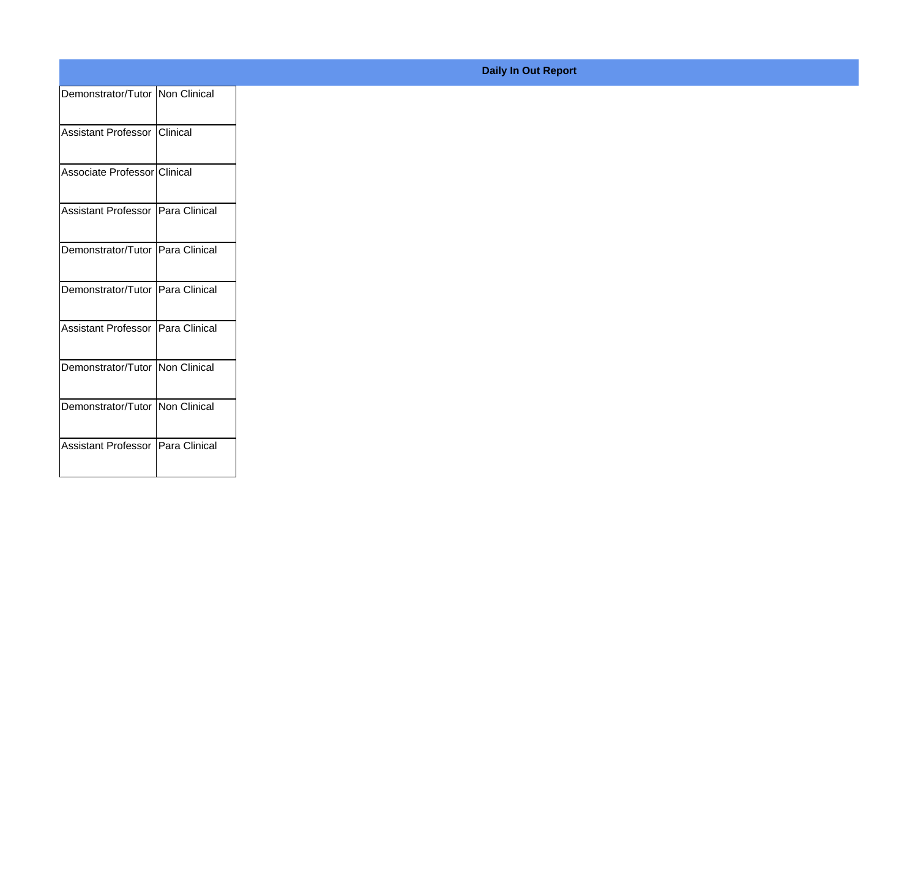**Daily In Out Report**

| | |
|---|---|
| Demonstrator/Tutor | Non Clinical |
| Assistant Professor | Clinical |
| Associate Professor | Clinical |
| Assistant Professor | Para Clinical |
| Demonstrator/Tutor | Para Clinical |
| Demonstrator/Tutor | Para Clinical |
| Assistant Professor | Para Clinical |
| Demonstrator/Tutor | Non Clinical |
| Demonstrator/Tutor | Non Clinical |
| Assistant Professor | Para Clinical |